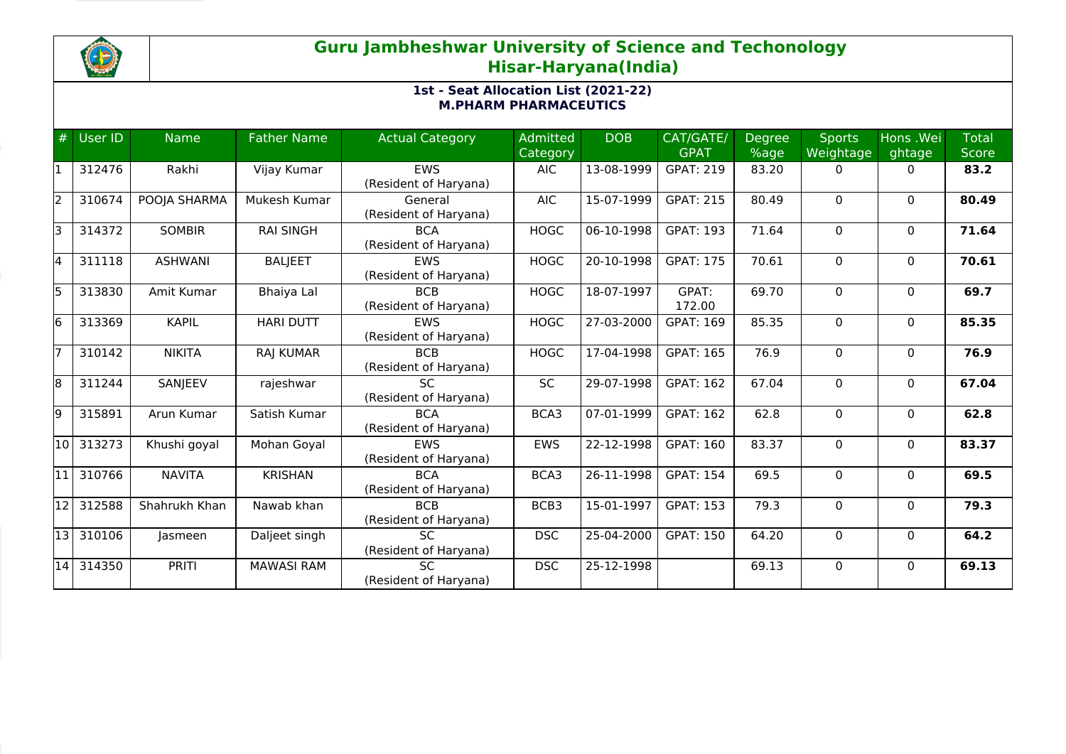# Guru Jambheshwar University of Science and Techonology
## Hisar-Haryana(India)

### 1st - Seat Allocation List (2021-22)
### M.PHARM PHARMACEUTICS

| # | User ID | Name | Father Name | Actual Category | Admitted Category | DOB | CAT/GATE/ GPAT | Degree %age | Sports Weightage | Hons .Weightage | Total Score |
|---|---|---|---|---|---|---|---|---|---|---|---|
| 1 | 312476 | Rakhi | Vijay Kumar | EWS (Resident of Haryana) | AIC | 13-08-1999 | GPAT: 219 | 83.20 | 0 | 0 | **83.2** |
| 2 | 310674 | POOJA SHARMA | Mukesh Kumar | General (Resident of Haryana) | AIC | 15-07-1999 | GPAT: 215 | 80.49 | 0 | 0 | **80.49** |
| 3 | 314372 | SOMBIR | RAI SINGH | BCA (Resident of Haryana) | HOGC | 06-10-1998 | GPAT: 193 | 71.64 | 0 | 0 | **71.64** |
| 4 | 311118 | ASHWANI | BALJEET | EWS (Resident of Haryana) | HOGC | 20-10-1998 | GPAT: 175 | 70.61 | 0 | 0 | **70.61** |
| 5 | 313830 | Amit Kumar | Bhaiya Lal | BCB (Resident of Haryana) | HOGC | 18-07-1997 | GPAT: 172.00 | 69.70 | 0 | 0 | **69.7** |
| 6 | 313369 | KAPIL | HARI DUTT | EWS (Resident of Haryana) | HOGC | 27-03-2000 | GPAT: 169 | 85.35 | 0 | 0 | **85.35** |
| 7 | 310142 | NIKITA | RAJ KUMAR | BCB (Resident of Haryana) | HOGC | 17-04-1998 | GPAT: 165 | 76.9 | 0 | 0 | **76.9** |
| 8 | 311244 | SANJEEV | rajeshwar | SC (Resident of Haryana) | SC | 29-07-1998 | GPAT: 162 | 67.04 | 0 | 0 | **67.04** |
| 9 | 315891 | Arun Kumar | Satish Kumar | BCA (Resident of Haryana) | BCA3 | 07-01-1999 | GPAT: 162 | 62.8 | 0 | 0 | **62.8** |
| 10 | 313273 | Khushi goyal | Mohan Goyal | EWS (Resident of Haryana) | EWS | 22-12-1998 | GPAT: 160 | 83.37 | 0 | 0 | **83.37** |
| 11 | 310766 | NAVITA | KRISHAN | BCA (Resident of Haryana) | BCA3 | 26-11-1998 | GPAT: 154 | 69.5 | 0 | 0 | **69.5** |
| 12 | 312588 | Shahrukh Khan | Nawab khan | BCB (Resident of Haryana) | BCB3 | 15-01-1997 | GPAT: 153 | 79.3 | 0 | 0 | **79.3** |
| 13 | 310106 | Jasmeen | Daljeet singh | SC (Resident of Haryana) | DSC | 25-04-2000 | GPAT: 150 | 64.20 | 0 | 0 | **64.2** |
| 14 | 314350 | PRITI | MAWASI RAM | SC (Resident of Haryana) | DSC | 25-12-1998 | | 69.13 | 0 | 0 | **69.13** |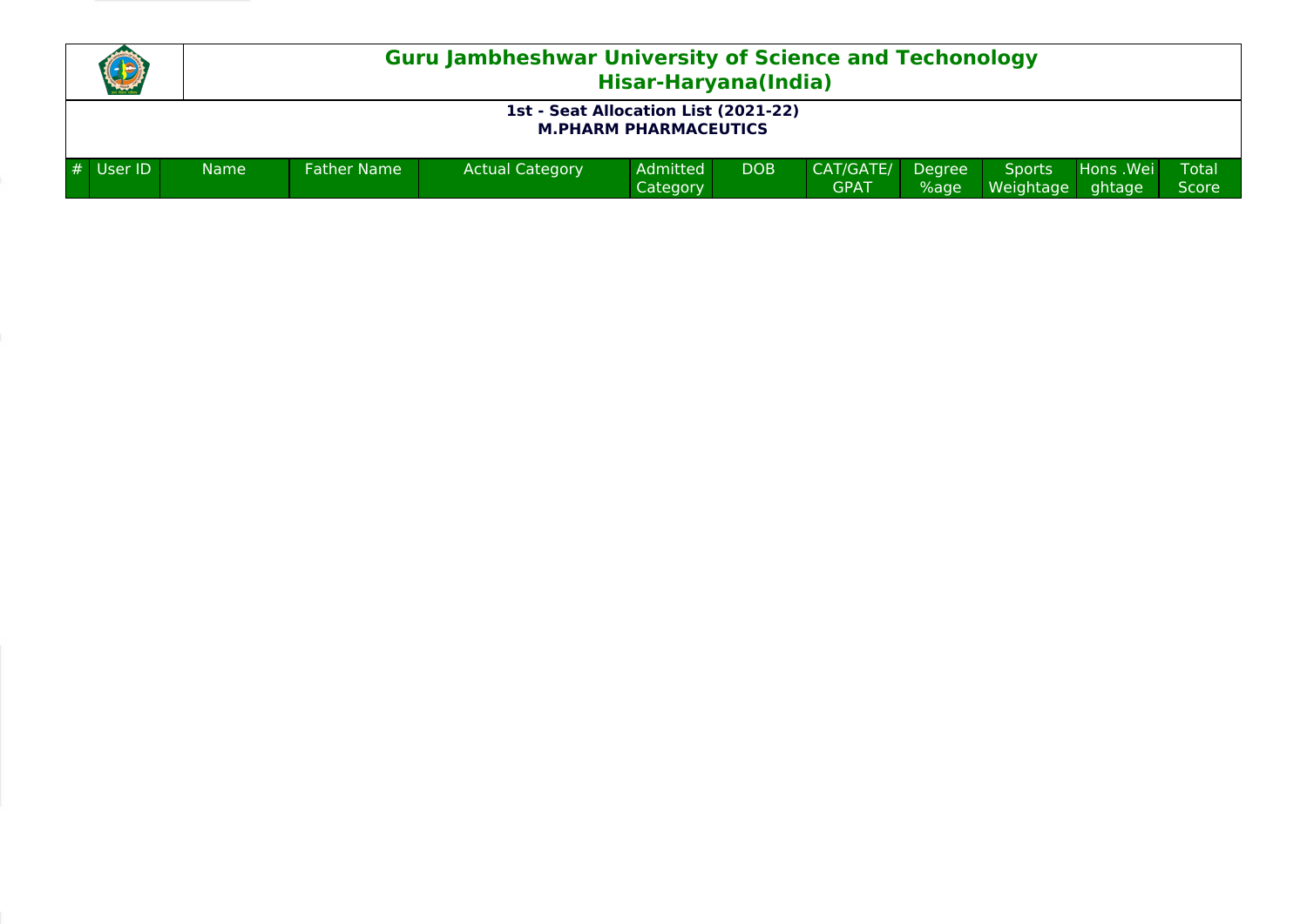# Guru Jambheshwar University of Science and Techonology
## Hisar-Haryana(India)

**1st - Seat Allocation List (2021-22)**
**M.PHARM PHARMACEUTICS**

| # | User ID | Name | Father Name | Actual Category | Admitted Category | DOB | CAT/GATE/ GPAT | Degree %age | Sports Weightage | Hons .Weightage | Total Score |
|---|---|---|---|---|---|---|---|---|---|---|---|